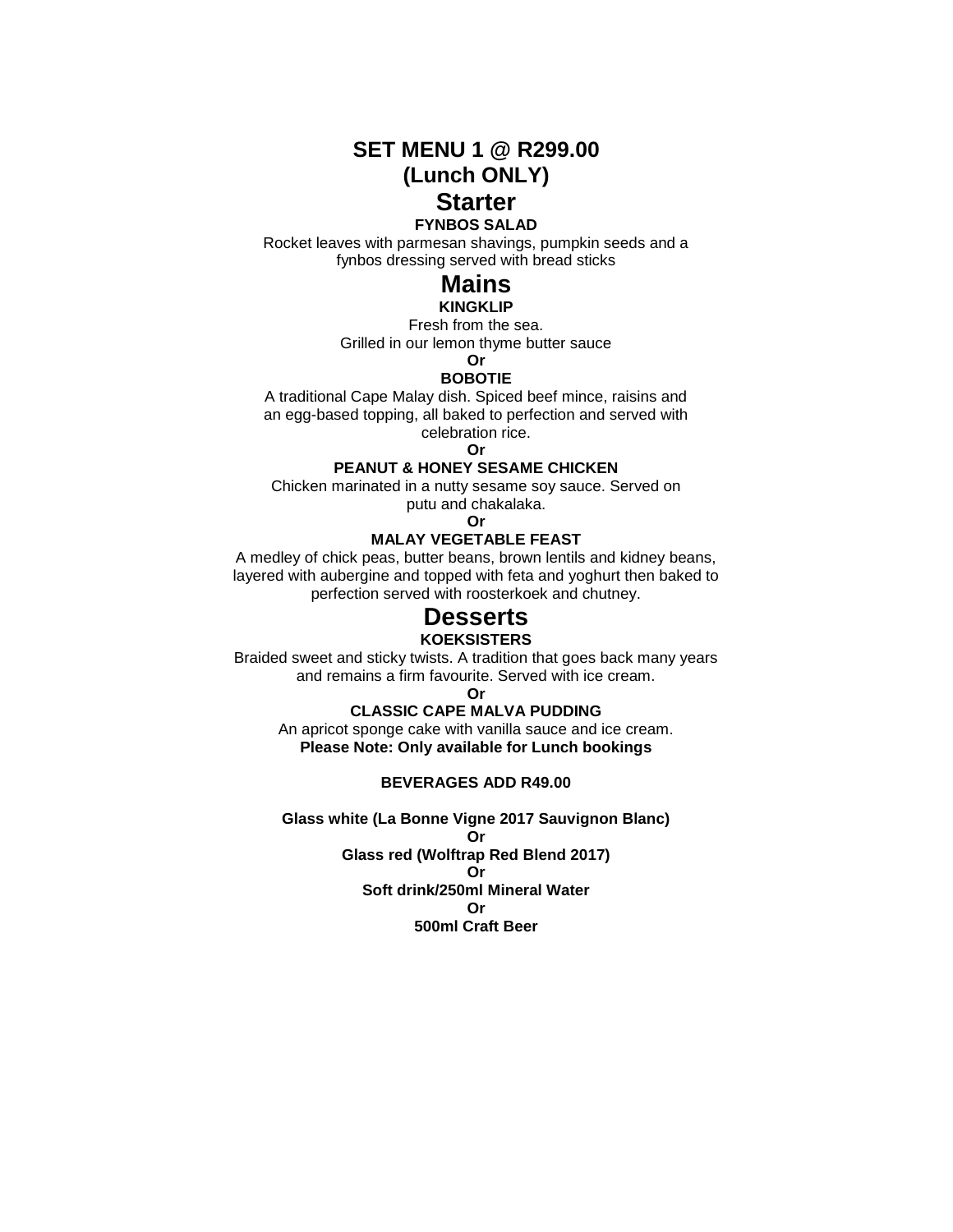# SET MENU 1 @ R299.00
# (Lunch ONLY)

## Starter

**FYNBOS SALAD**

Rocket leaves with parmesan shavings, pumpkin seeds and a fynbos dressing served with bread sticks

## Mains

**KINGKLIP**

Fresh from the sea.
Grilled in our lemon thyme butter sauce

**Or**

**BOBOTIE**

A traditional Cape Malay dish. Spiced beef mince, raisins and an egg-based topping, all baked to perfection and served with celebration rice.

**Or**

**PEANUT & HONEY SESAME CHICKEN**

Chicken marinated in a nutty sesame soy sauce. Served on putu and chakalaka.

**Or**

**MALAY VEGETABLE FEAST**

A medley of chick peas, butter beans, brown lentils and kidney beans, layered with aubergine and topped with feta and yoghurt then baked to perfection served with roosterkoek and chutney.

## Desserts

**KOEKSISTERS**

Braided sweet and sticky twists. A tradition that goes back many years and remains a firm favourite. Served with ice cream.

**Or**

**CLASSIC CAPE MALVA PUDDING**

An apricot sponge cake with vanilla sauce and ice cream.
**Please Note: Only available for Lunch bookings**

**BEVERAGES ADD R49.00**

**Glass white (La Bonne Vigne 2017 Sauvignon Blanc)**

**Or**

**Glass red (Wolftrap Red Blend 2017)**

**Or**

**Soft drink/250ml Mineral Water**

**Or**

**500ml Craft Beer**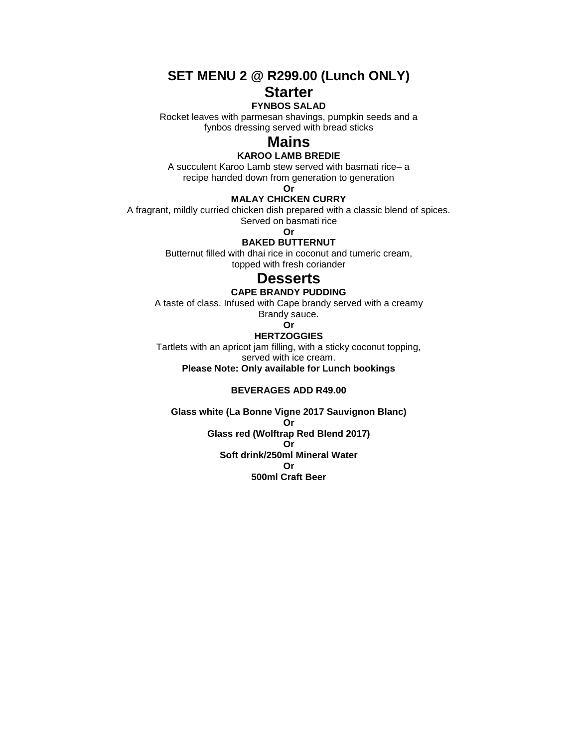# SET MENU 2 @ R299.00 (Lunch ONLY)

## Starter

**FYNBOS SALAD**

Rocket leaves with parmesan shavings, pumpkin seeds and a fynbos dressing served with bread sticks

## Mains

**KAROO LAMB BREDIE**

A succulent Karoo Lamb stew served with basmati rice– a recipe handed down from generation to generation

**Or**

**MALAY CHICKEN CURRY**

A fragrant, mildly curried chicken dish prepared with a classic blend of spices. Served on basmati rice

**Or**

**BAKED BUTTERNUT**

Butternut filled with dhai rice in coconut and tumeric cream, topped with fresh coriander

## Desserts

**CAPE BRANDY PUDDING**

A taste of class. Infused with Cape brandy served with a creamy Brandy sauce.

**Or**

**HERTZOGGIES**

Tartlets with an apricot jam filling, with a sticky coconut topping, served with ice cream.

**Please Note: Only available for Lunch bookings**

**BEVERAGES ADD R49.00**

**Glass white (La Bonne Vigne 2017 Sauvignon Blanc)**

**Or**

**Glass red (Wolftrap Red Blend 2017)**

**Or**

**Soft drink/250ml Mineral Water**

**Or**

**500ml Craft Beer**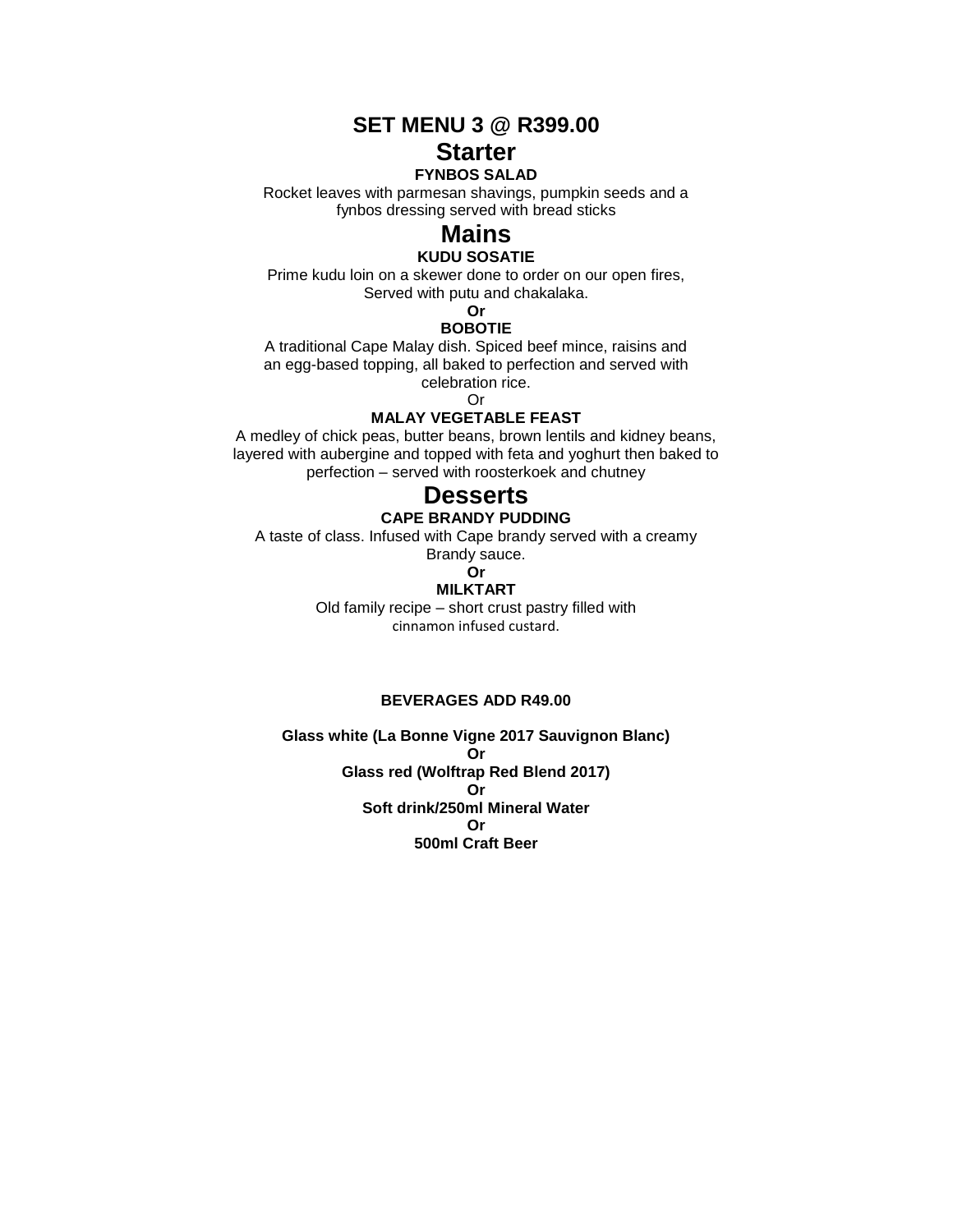# SET MENU 3 @ R399.00

## Starter

**FYNBOS SALAD**

Rocket leaves with parmesan shavings, pumpkin seeds and a fynbos dressing served with bread sticks

## Mains

**KUDU SOSATIE**

Prime kudu loin on a skewer done to order on our open fires, Served with putu and chakalaka.

**Or**

**BOBOTIE**

A traditional Cape Malay dish. Spiced beef mince, raisins and an egg-based topping, all baked to perfection and served with celebration rice.

Or

**MALAY VEGETABLE FEAST**

A medley of chick peas, butter beans, brown lentils and kidney beans, layered with aubergine and topped with feta and yoghurt then baked to perfection – served with roosterkoek and chutney

## Desserts

**CAPE BRANDY PUDDING**

A taste of class. Infused with Cape brandy served with a creamy Brandy sauce.

**Or**

**MILKTART**

Old family recipe – short crust pastry filled with cinnamon infused custard.

**BEVERAGES ADD R49.00**

**Glass white (La Bonne Vigne 2017 Sauvignon Blanc)**

**Or**

**Glass red (Wolftrap Red Blend 2017)**

**Or**

**Soft drink/250ml Mineral Water**

**Or**

**500ml Craft Beer**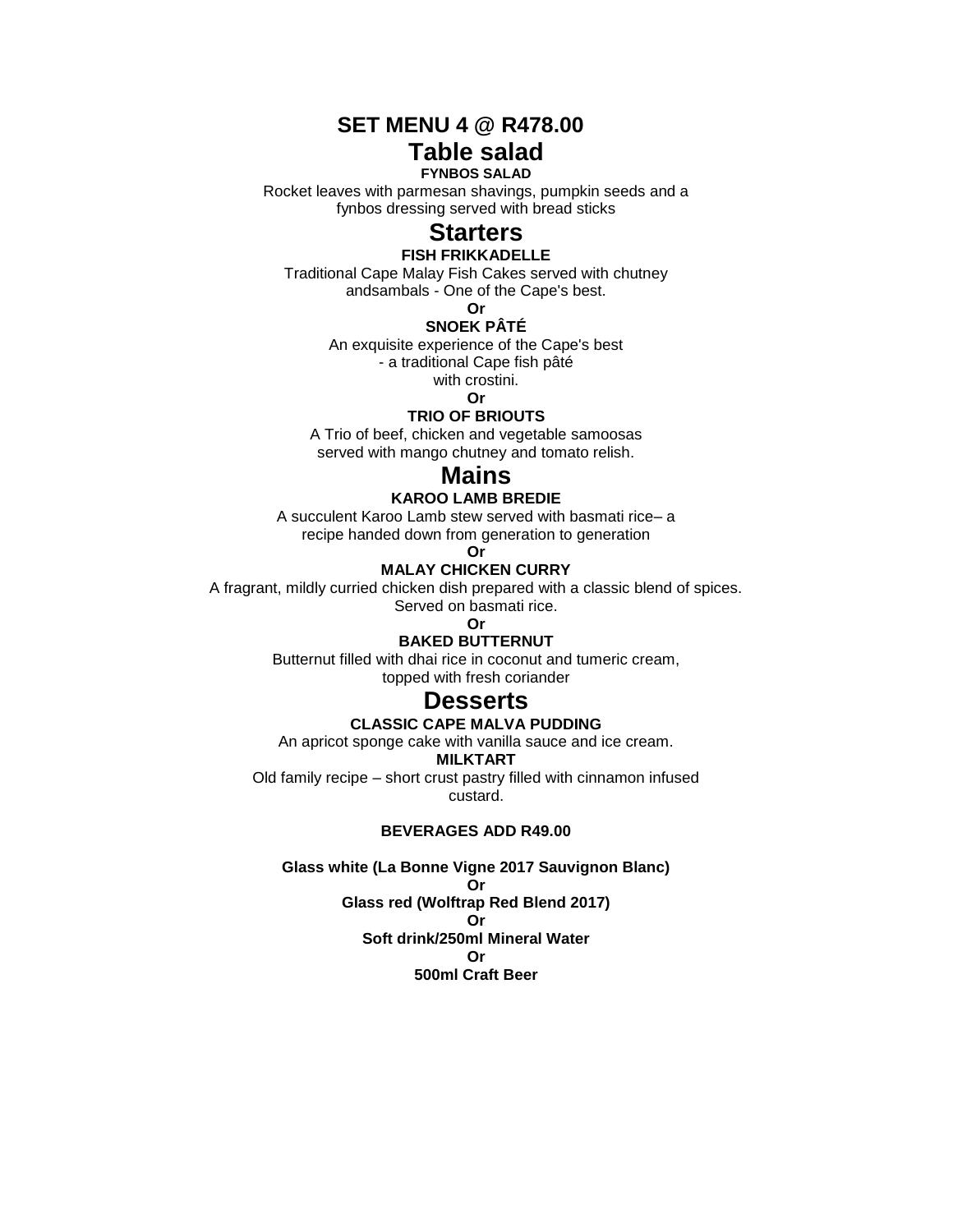# SET MENU 4 @ R478.00

## Table salad

**FYNBOS SALAD**

Rocket leaves with parmesan shavings, pumpkin seeds and a fynbos dressing served with bread sticks

## Starters

**FISH FRIKKADELLE**

Traditional Cape Malay Fish Cakes served with chutney andsambals - One of the Cape's best.

**Or**

**SNOEK PÂTÉ**

An exquisite experience of the Cape's best - a traditional Cape fish pâté with crostini.

**Or**

**TRIO OF BRIOUTS**

A Trio of beef, chicken and vegetable samoosas served with mango chutney and tomato relish.

## Mains

**KAROO LAMB BREDIE**

A succulent Karoo Lamb stew served with basmati rice– a recipe handed down from generation to generation

**Or**

**MALAY CHICKEN CURRY**

A fragrant, mildly curried chicken dish prepared with a classic blend of spices. Served on basmati rice.

**Or**

**BAKED BUTTERNUT**

Butternut filled with dhai rice in coconut and tumeric cream, topped with fresh coriander

## Desserts

**CLASSIC CAPE MALVA PUDDING**

An apricot sponge cake with vanilla sauce and ice cream.

**MILKTART**

Old family recipe – short crust pastry filled with cinnamon infused custard.

**BEVERAGES ADD R49.00**

**Glass white (La Bonne Vigne 2017 Sauvignon Blanc)**

**Or**

**Glass red (Wolftrap Red Blend 2017)**

**Or**

**Soft drink/250ml Mineral Water**

**Or**

**500ml Craft Beer**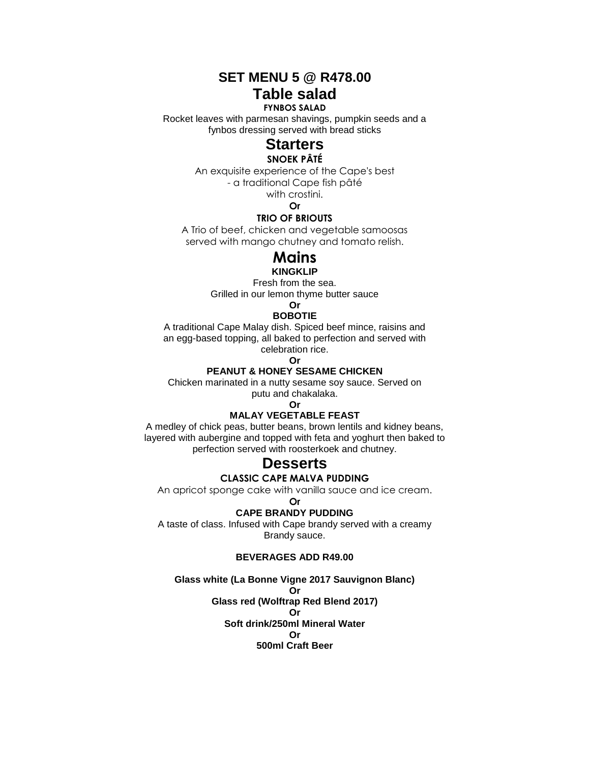# SET MENU 5 @ R478.00

## Table salad

**FYNBOS SALAD**

Rocket leaves with parmesan shavings, pumpkin seeds and a fynbos dressing served with bread sticks

## Starters

**SNOEK PÂTÉ**

An exquisite experience of the Cape's best - a traditional Cape fish pâté with crostini.

**Or**

**TRIO OF BRIOUTS**

A Trio of beef, chicken and vegetable samoosas served with mango chutney and tomato relish.

## Mains

**KINGKLIP**

Fresh from the sea.
Grilled in our lemon thyme butter sauce

**Or**

**BOBOTIE**

A traditional Cape Malay dish. Spiced beef mince, raisins and an egg-based topping, all baked to perfection and served with celebration rice.

**Or**

**PEANUT & HONEY SESAME CHICKEN**

Chicken marinated in a nutty sesame soy sauce. Served on putu and chakalaka.

**Or**

**MALAY VEGETABLE FEAST**

A medley of chick peas, butter beans, brown lentils and kidney beans, layered with aubergine and topped with feta and yoghurt then baked to perfection served with roosterkoek and chutney.

## Desserts

**CLASSIC CAPE MALVA PUDDING**

An apricot sponge cake with vanilla sauce and ice cream.

**Or**

**CAPE BRANDY PUDDING**

A taste of class. Infused with Cape brandy served with a creamy Brandy sauce.

**BEVERAGES ADD R49.00**

**Glass white (La Bonne Vigne 2017 Sauvignon Blanc)**

**Or**

**Glass red (Wolftrap Red Blend 2017)**

**Or**

**Soft drink/250ml Mineral Water**

**Or**

**500ml Craft Beer**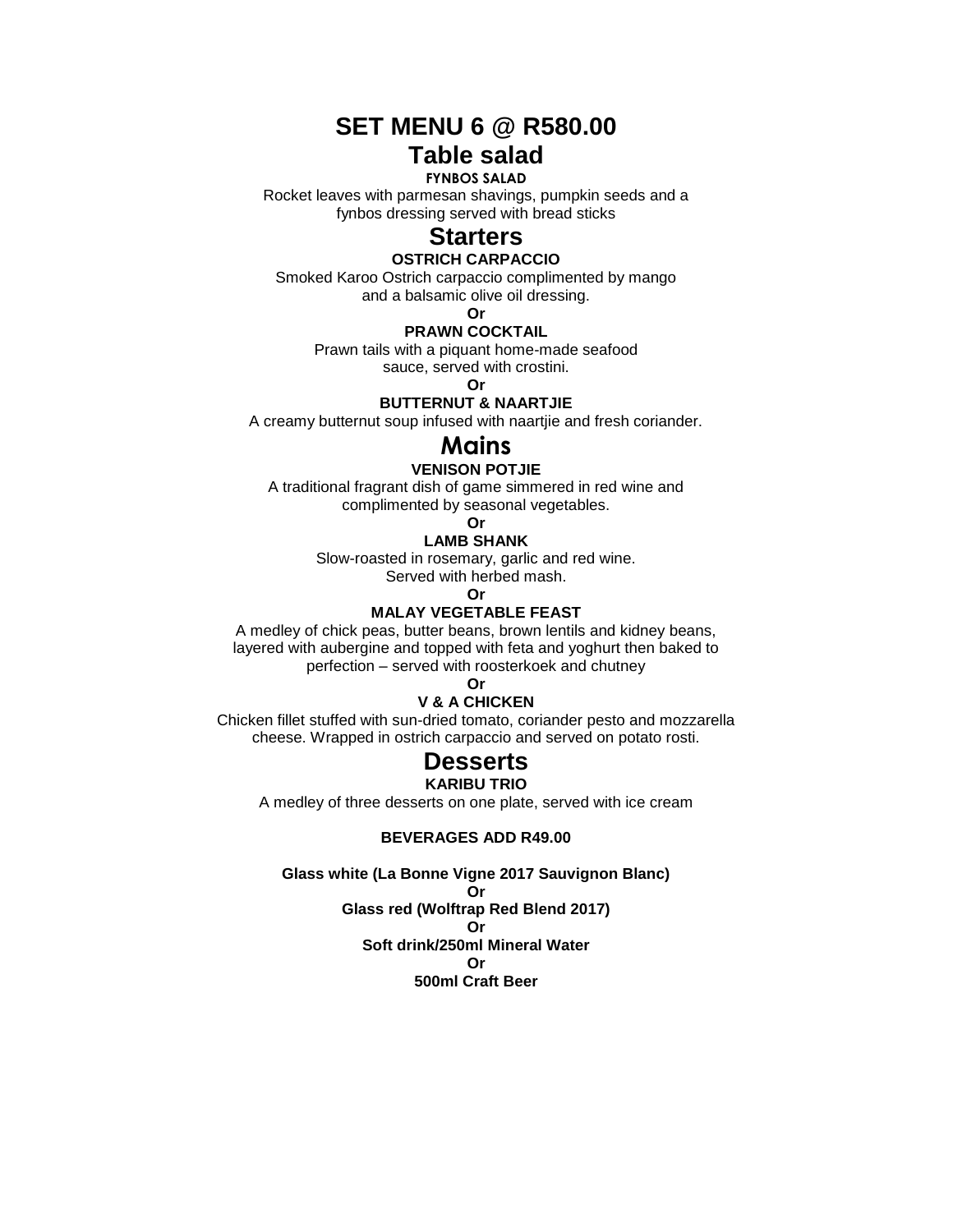# SET MENU 6 @ R580.00

## Table salad

**FYNBOS SALAD**

Rocket leaves with parmesan shavings, pumpkin seeds and a fynbos dressing served with bread sticks

## Starters

**OSTRICH CARPACCIO**

Smoked Karoo Ostrich carpaccio complimented by mango and a balsamic olive oil dressing.

**Or**

**PRAWN COCKTAIL**

Prawn tails with a piquant home-made seafood sauce, served with crostini.

**Or**

**BUTTERNUT & NAARTJIE**

A creamy butternut soup infused with naartjie and fresh coriander.

## Mains

**VENISON POTJIE**

A traditional fragrant dish of game simmered in red wine and complimented by seasonal vegetables.

**Or**

**LAMB SHANK**

Slow-roasted in rosemary, garlic and red wine. Served with herbed mash.

**Or**

**MALAY VEGETABLE FEAST**

A medley of chick peas, butter beans, brown lentils and kidney beans, layered with aubergine and topped with feta and yoghurt then baked to perfection – served with roosterkoek and chutney

**Or**

**V & A CHICKEN**

Chicken fillet stuffed with sun-dried tomato, coriander pesto and mozzarella cheese. Wrapped in ostrich carpaccio and served on potato rosti.

## Desserts

**KARIBU TRIO**

A medley of three desserts on one plate, served with ice cream

**BEVERAGES ADD R49.00**

**Glass white (La Bonne Vigne 2017 Sauvignon Blanc)**

**Or**

**Glass red (Wolftrap Red Blend 2017)**

**Or**

**Soft drink/250ml Mineral Water**

**Or**

**500ml Craft Beer**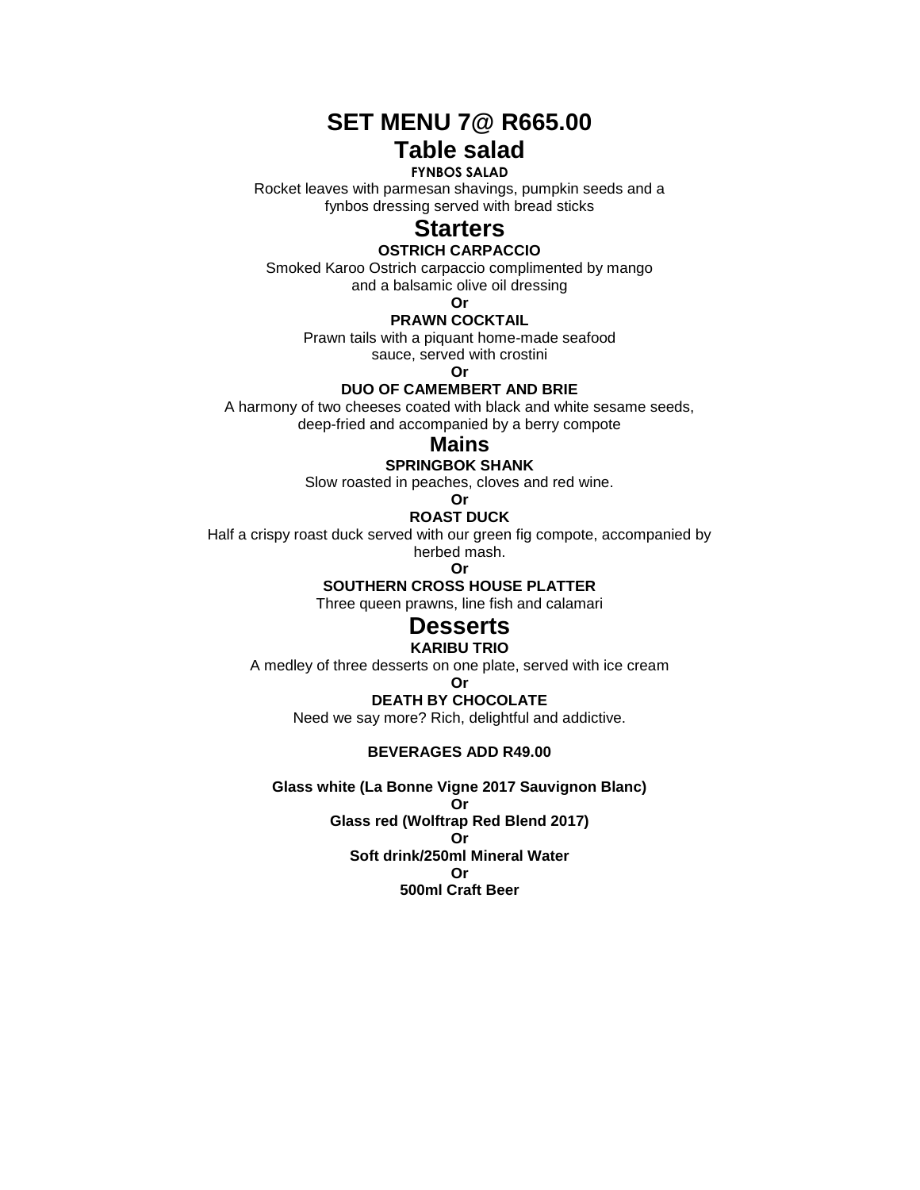# SET MENU 7@ R665.00

## Table salad

**FYNBOS SALAD**

Rocket leaves with parmesan shavings, pumpkin seeds and a fynbos dressing served with bread sticks

## Starters

**OSTRICH CARPACCIO**

Smoked Karoo Ostrich carpaccio complimented by mango and a balsamic olive oil dressing

**Or**

**PRAWN COCKTAIL**

Prawn tails with a piquant home-made seafood sauce, served with crostini

**Or**

**DUO OF CAMEMBERT AND BRIE**

A harmony of two cheeses coated with black and white sesame seeds, deep-fried and accompanied by a berry compote

## Mains

**SPRINGBOK SHANK**

Slow roasted in peaches, cloves and red wine.

**Or**

**ROAST DUCK**

Half a crispy roast duck served with our green fig compote, accompanied by herbed mash.

**Or**

**SOUTHERN CROSS HOUSE PLATTER**

Three queen prawns, line fish and calamari

## Desserts

**KARIBU TRIO**

A medley of three desserts on one plate, served with ice cream

**Or**

**DEATH BY CHOCOLATE**

Need we say more? Rich, delightful and addictive.

**BEVERAGES ADD R49.00**

**Glass white (La Bonne Vigne 2017 Sauvignon Blanc)**

**Or**

**Glass red (Wolftrap Red Blend 2017)**

**Or**

**Soft drink/250ml Mineral Water**

**Or**

**500ml Craft Beer**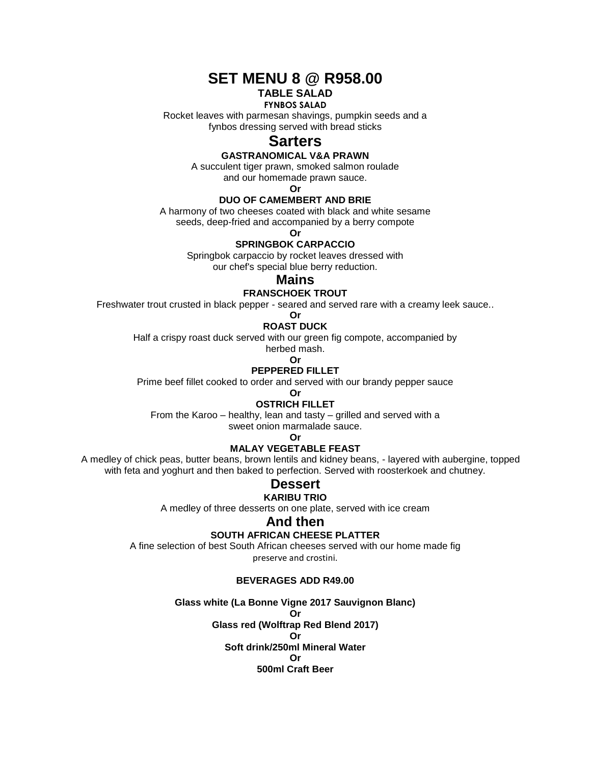# SET MENU 8 @ R958.00

**TABLE SALAD**

**FYNBOS SALAD**

Rocket leaves with parmesan shavings, pumpkin seeds and a fynbos dressing served with bread sticks

## Sarters

**GASTRANOMICAL V&A PRAWN**

A succulent tiger prawn, smoked salmon roulade and our homemade prawn sauce.

**Or**

**DUO OF CAMEMBERT AND BRIE**

A harmony of two cheeses coated with black and white sesame seeds, deep-fried and accompanied by a berry compote

**Or**

**SPRINGBOK CARPACCIO**

Springbok carpaccio by rocket leaves dressed with our chef's special blue berry reduction.

## Mains

**FRANSCHOEK TROUT**

Freshwater trout crusted in black pepper - seared and served rare with a creamy leek sauce..

**Or**

**ROAST DUCK**

Half a crispy roast duck served with our green fig compote, accompanied by herbed mash.

**Or**

**PEPPERED FILLET**

Prime beef fillet cooked to order and served with our brandy pepper sauce

**Or**

**OSTRICH FILLET**

From the Karoo – healthy, lean and tasty – grilled and served with a sweet onion marmalade sauce.

**Or**

**MALAY VEGETABLE FEAST**

A medley of chick peas, butter beans, brown lentils and kidney beans, - layered with aubergine, topped with feta and yoghurt and then baked to perfection. Served with roosterkoek and chutney.

## Dessert

**KARIBU TRIO**

A medley of three desserts on one plate, served with ice cream

## And then

**SOUTH AFRICAN CHEESE PLATTER**

A fine selection of best South African cheeses served with our home made fig preserve and crostini.

**BEVERAGES ADD R49.00**

**Glass white (La Bonne Vigne 2017 Sauvignon Blanc)**

**Or**

**Glass red (Wolftrap Red Blend 2017)**

**Or**

**Soft drink/250ml Mineral Water**

**Or**

**500ml Craft Beer**